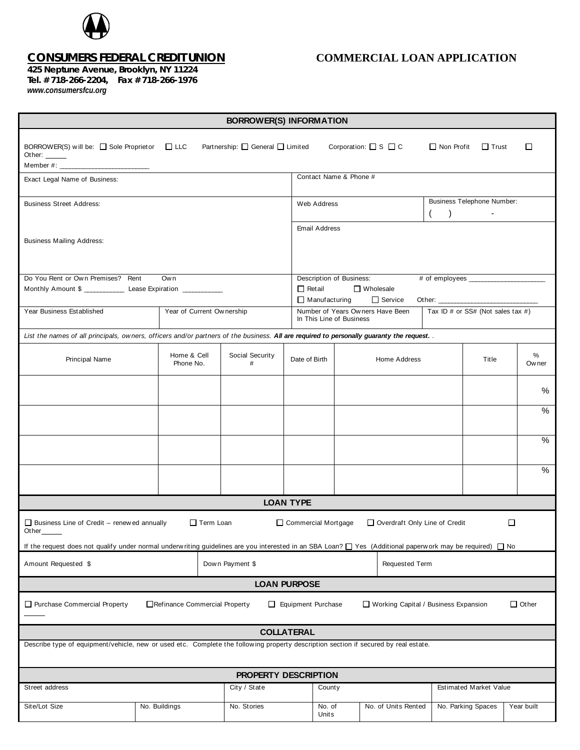**CONSUMERS FEDERAL CREDIT UNION**
**425 Neptune Avenue, Brooklyn, NY 11224**
**Tel. # 718-266-2204, Fax # 718-266-1976**
*www.consumersfcu.org*

# COMMERCIAL LOAN APPLICATION

## BORROWER(S) INFORMATION

BORROWER(S) will be: ☐ Sole Proprietor ☐ LLC Partnership: ☐ General ☐ Limited Corporation: ☐ S ☐ C ☐ Non Profit ☐ Trust ☐ Other: _____

Member #: ________________________

| | |
|---|---|
| Exact Legal Name of Business: | Contact Name & Phone # |
| Business Street Address: | Web Address / Business Telephone Number: ( ) - |
| Business Mailing Address: | Email Address |
| Do You Rent or Own Premises? Rent Own<br>Monthly Amount $ __________ Lease Expiration __________ | Description of Business: # of employees ____________________<br>☐ Retail ☐ Wholesale<br>☐ Manufacturing ☐ Service Other: __________________________ |

| Year Business Established | Year of Current Ownership | Number of Years Owners Have Been In This Line of Business | Tax ID # or SS# (Not sales tax #) |
|---|---|---|---|
| | | | |

*List the names of all principals, owners, officers and/or partners of the business.* ***All are required to personally guaranty the request.*** *.*

| Principal Name | Home & Cell Phone No. | Social Security # | Date of Birth | Home Address | Title | % Owner |
|---|---|---|---|---|---|---|
| | | | | | | % |
| | | | | | | % |
| | | | | | | % |
| | | | | | | % |

## LOAN TYPE

☐ Business Line of Credit – renewed annually ☐ Term Loan ☐ Commercial Mortgage ☐ Overdraft Only Line of Credit ☐ Other_____

If the request does not qualify under normal underwriting guidelines are you interested in an SBA Loan? ☐ Yes (Additional paperwork may be required) ☐ No

| Amount Requested $ | Down Payment $ | Requested Term |
|---|---|---|
| | | |

## LOAN PURPOSE

☐ Purchase Commercial Property ☐ Refinance Commercial Property ☐ Equipment Purchase ☐ Working Capital / Business Expansion ☐ Other _____

## COLLATERAL

Describe type of equipment/vehicle, new or used etc. Complete the following property description section if secured by real estate.

## PROPERTY DESCRIPTION

| Street address | | City / State | County | | Estimated Market Value | |
|---|---|---|---|---|---|---|
| Site/Lot Size | No. Buildings | No. Stories | No. of Units | No. of Units Rented | No. Parking Spaces | Year built |
| | | | | | | |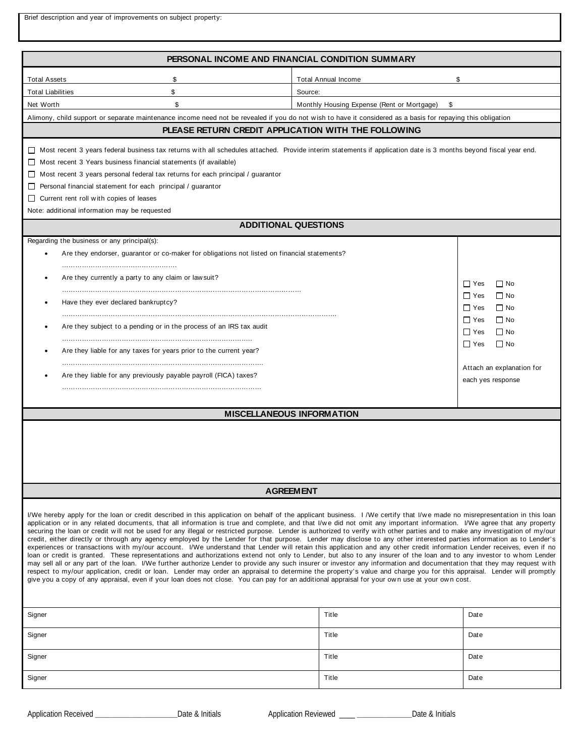Brief description and year of improvements on subject property:

## PERSONAL INCOME AND FINANCIAL CONDITION SUMMARY

| | | | |
|---|---|---|---|
| Total Assets | $ | Total Annual Income | $ |
| Total Liabilities | $ | Source: | |
| Net Worth | $ | Monthly Housing Expense (Rent or Mortgage) | $ |

Alimony, child support or separate maintenance income need not be revealed if you do not wish to have it considered as a basis for repaying this obligation

## PLEASE RETURN CREDIT APPLICATION WITH THE FOLLOWING

- ☐ Most recent 3 years federal business tax returns with all schedules attached. Provide interim statements if application date is 3 months beyond fiscal year end.
- ☐ Most recent 3 Years business financial statements (if available)
- ☐ Most recent 3 years personal federal tax returns for each principal / guarantor
- ☐ Personal financial statement for each principal / guarantor
- ☐ Current rent roll with copies of leases

Note: additional information may be requested

## ADDITIONAL QUESTIONS

Regarding the business or any principal(s):

- Are they endorser, guarantor or co-maker for obligations not listed on financial statements? ☐ Yes ☐ No
- Are they currently a party to any claim or lawsuit? ☐ Yes ☐ No
- Have they ever declared bankruptcy? ☐ Yes ☐ No
- Are they subject to a pending or in the process of an IRS tax audit ☐ Yes ☐ No
- Are they liable for any taxes for years prior to the current year? ☐ Yes ☐ No
- Are they liable for any previously payable payroll (FICA) taxes? ☐ Yes ☐ No

Attach an explanation for each yes response

## MISCELLANEOUS INFORMATION

## AGREEMENT

I/We hereby apply for the loan or credit described in this application on behalf of the applicant business. I /We certify that I/we made no misrepresentation in this loan application or in any related documents, that all information is true and complete, and that I/we did not omit any important information. I/We agree that any property securing the loan or credit will not be used for any illegal or restricted purpose. Lender is authorized to verify with other parties and to make any investigation of my/our credit, either directly or through any agency employed by the Lender for that purpose. Lender may disclose to any other interested parties information as to Lender's experiences or transactions with my/our account. I/We understand that Lender will retain this application and any other credit information Lender receives, even if no loan or credit is granted. These representations and authorizations extend not only to Lender, but also to any insurer of the loan and to any investor to whom Lender may sell all or any part of the loan. I/We further authorize Lender to provide any such insurer or investor any information and documentation that they may request with respect to my/our application, credit or loan. Lender may order an appraisal to determine the property's value and charge you for this appraisal. Lender will promptly give you a copy of any appraisal, even if your loan does not close. You can pay for an additional appraisal for your own use at your own cost.

| | | |
|---|---|---|
| Signer | Title | Date |
| Signer | Title | Date |
| Signer | Title | Date |
| Signer | Title | Date |

Application Received ____________________Date & Initials Application Reviewed ____ _____________Date & Initials